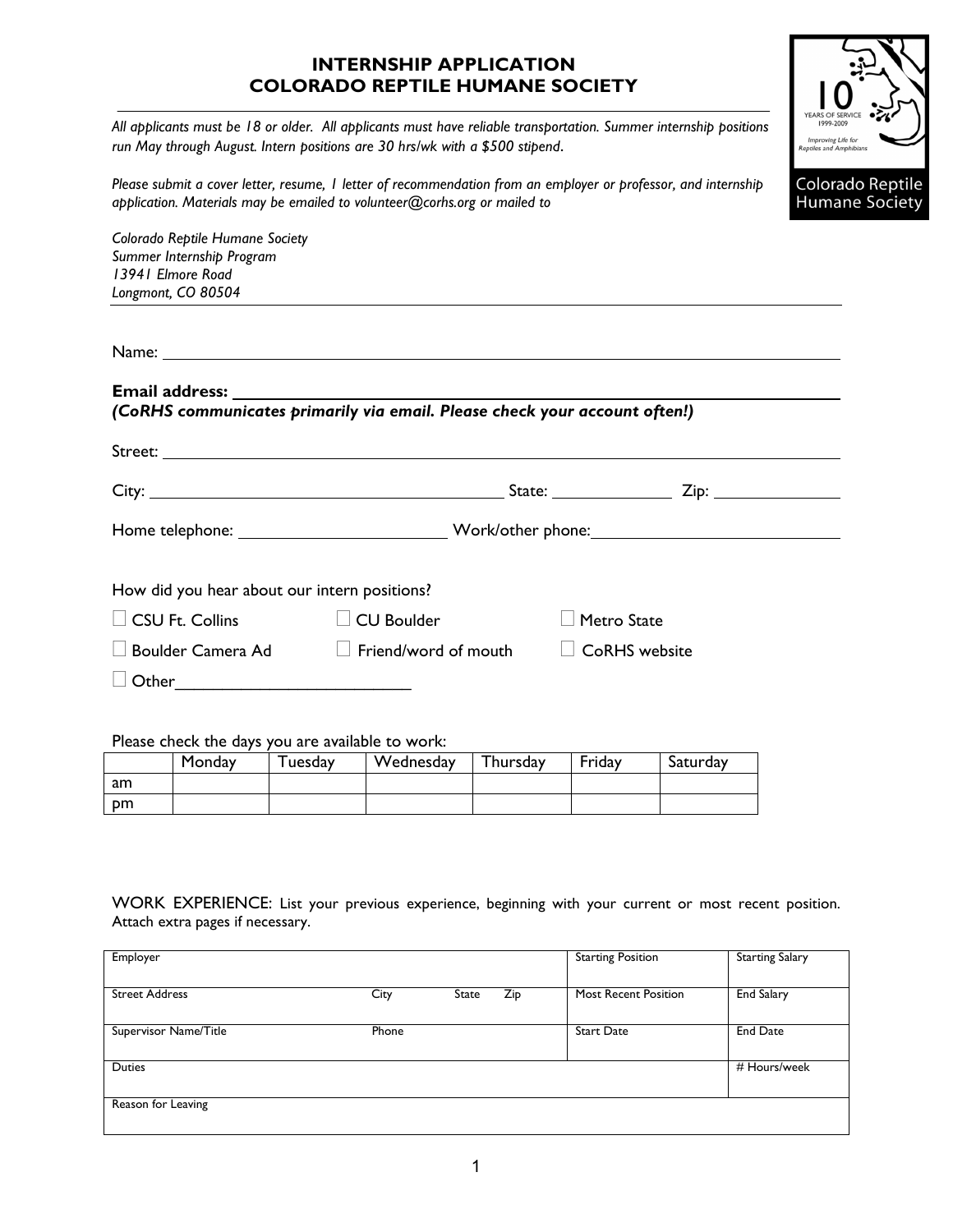# INTERNSHIP APPLICATION
# COLORADO REPTILE HUMANE SOCIETY

*All applicants must be 18 or older. All applicants must have reliable transportation. Summer internship positions run May through August. Intern positions are 30 hrs/wk with a $500 stipend.*

*Please submit a cover letter, resume, 1 letter of recommendation from an employer or professor, and internship application. Materials may be emailed to volunteer@corhs.org or mailed to*

*Colorado Reptile Humane Society*
*Summer Internship Program*
*13941 Elmore Road*
*Longmont, CO 80504*

10 YEARS OF SERVICE 1999-2009
Improving Life for Reptiles and Amphibians
Colorado Reptile Humane Society

---

Name: ______________________________________________

**Email address:** ______________________________________________
***(CoRHS communicates primarily via email. Please check your account often!)***

Street: ______________________________________________

City: ______________________ State: __________ Zip: __________

Home telephone: __________________ Work/other phone: __________________

How did you hear about our intern positions?

- ☐ CSU Ft. Collins
- ☐ CU Boulder
- ☐ Metro State
- ☐ Boulder Camera Ad
- ☐ Friend/word of mouth
- ☐ CoRHS website
- ☐ Other__________________________

Please check the days you are available to work:

| | Monday | Tuesday | Wednesday | Thursday | Friday | Saturday |
|---|---|---|---|---|---|---|
| am | | | | | | |
| pm | | | | | | |

WORK EXPERIENCE: List your previous experience, beginning with your current or most recent position. Attach extra pages if necessary.

| | | | | | |
|---|---|---|---|---|---|
| Employer | | | | Starting Position | Starting Salary |
| Street Address | City | State | Zip | Most Recent Position | End Salary |
| Supervisor Name/Title | Phone | | | Start Date | End Date |
| Duties | | | | | # Hours/week |
| Reason for Leaving | | | | | |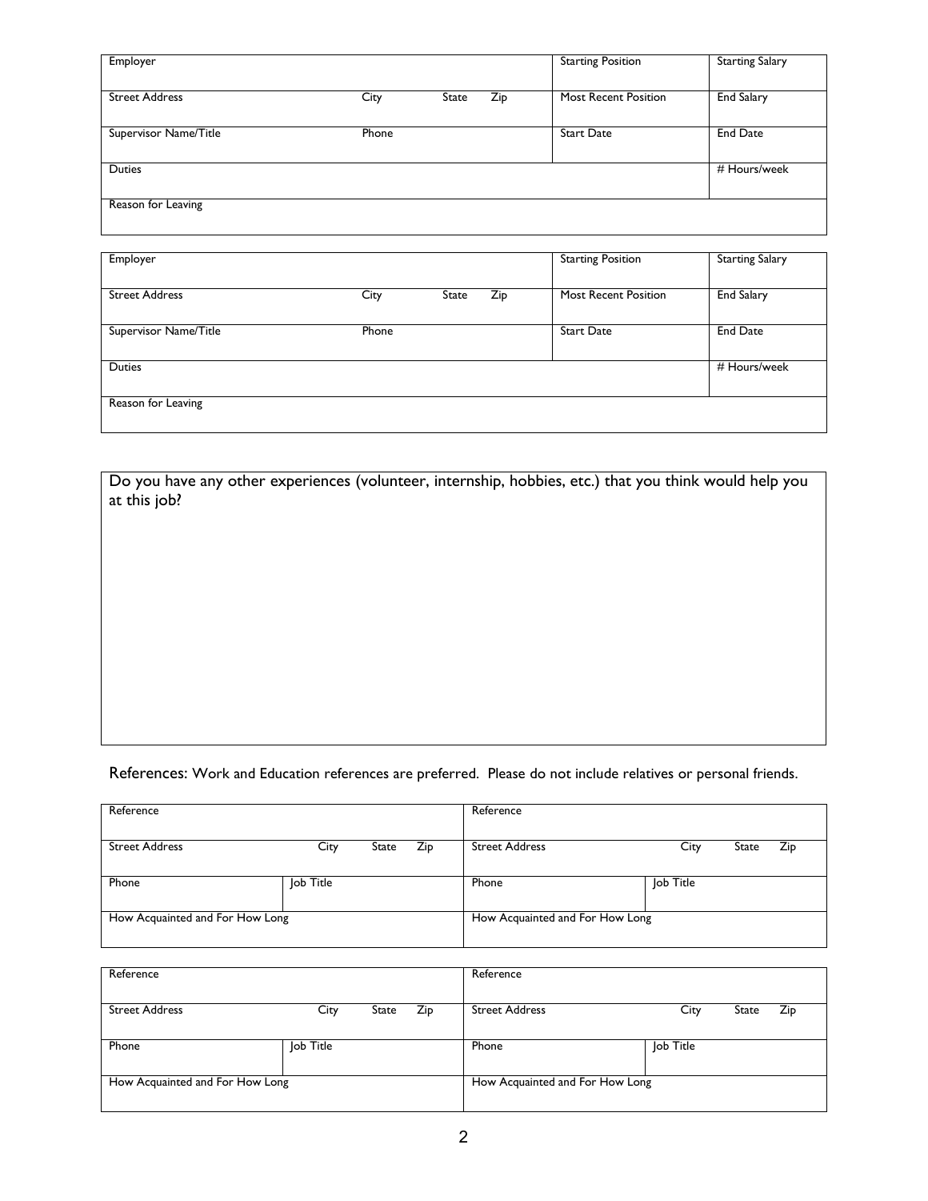| | | | | | |
|---|---|---|---|---|---|
| Employer | | | | Starting Position | Starting Salary |
| Street Address | City | State | Zip | Most Recent Position | End Salary |
| Supervisor Name/Title | Phone | | | Start Date | End Date |
| Duties | | | | | # Hours/week |
| Reason for Leaving | | | | | |

| | | | | | |
|---|---|---|---|---|---|
| Employer | | | | Starting Position | Starting Salary |
| Street Address | City | State | Zip | Most Recent Position | End Salary |
| Supervisor Name/Title | Phone | | | Start Date | End Date |
| Duties | | | | | # Hours/week |
| Reason for Leaving | | | | | |

| |
|---|
| Do you have any other experiences (volunteer, internship, hobbies, etc.) that you think would help you at this job? |

References: Work and Education references are preferred. Please do not include relatives or personal friends.

| | | | | | | | | | |
|---|---|---|---|---|---|---|---|---|---|
| Reference | | | | | Reference | | | | |
| Street Address | City | | State | Zip | Street Address | City | | State | Zip |
| Phone | Job Title | | | | Phone | Job Title | | | |
| How Acquainted and For How Long | | | | | How Acquainted and For How Long | | | | |

| | | | | | | | | | |
|---|---|---|---|---|---|---|---|---|---|
| Reference | | | | | Reference | | | | |
| Street Address | City | | State | Zip | Street Address | City | | State | Zip |
| Phone | Job Title | | | | Phone | Job Title | | | |
| How Acquainted and For How Long | | | | | How Acquainted and For How Long | | | | |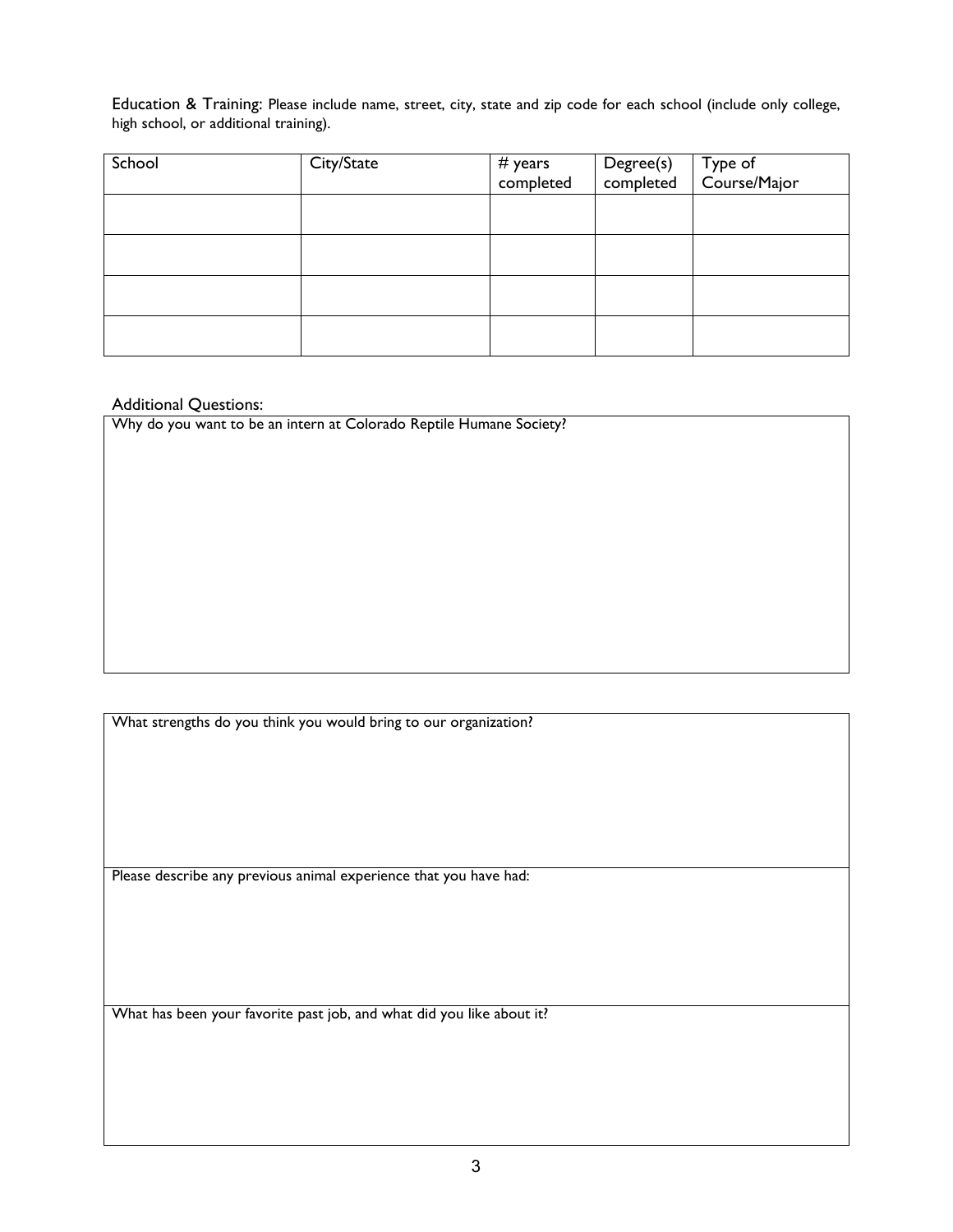Education & Training: Please include name, street, city, state and zip code for each school (include only college, high school, or additional training).

| School | City/State | # years completed | Degree(s) completed | Type of Course/Major |
|---|---|---|---|---|
| | | | | |
| | | | | |
| | | | | |
| | | | | |

Additional Questions:

Why do you want to be an intern at Colorado Reptile Humane Society?

What strengths do you think you would bring to our organization?

Please describe any previous animal experience that you have had:

What has been your favorite past job, and what did you like about it?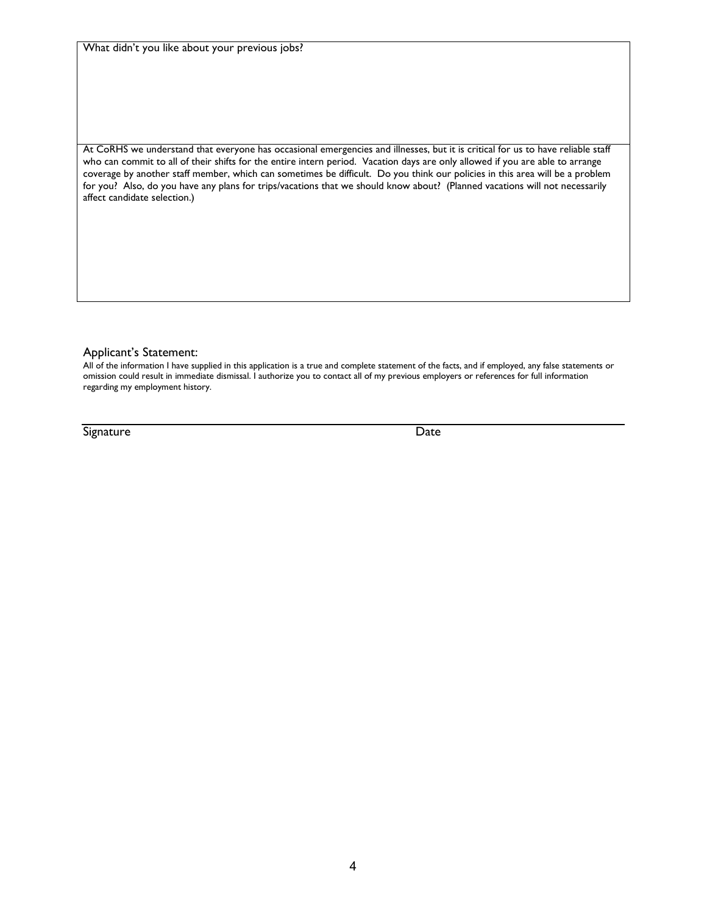What didn't you like about your previous jobs?

At CoRHS we understand that everyone has occasional emergencies and illnesses, but it is critical for us to have reliable staff who can commit to all of their shifts for the entire intern period. Vacation days are only allowed if you are able to arrange coverage by another staff member, which can sometimes be difficult. Do you think our policies in this area will be a problem for you? Also, do you have any plans for trips/vacations that we should know about? (Planned vacations will not necessarily affect candidate selection.)

## Applicant's Statement:

All of the information I have supplied in this application is a true and complete statement of the facts, and if employed, any false statements or omission could result in immediate dismissal. I authorize you to contact all of my previous employers or references for full information regarding my employment history.

Signature Date